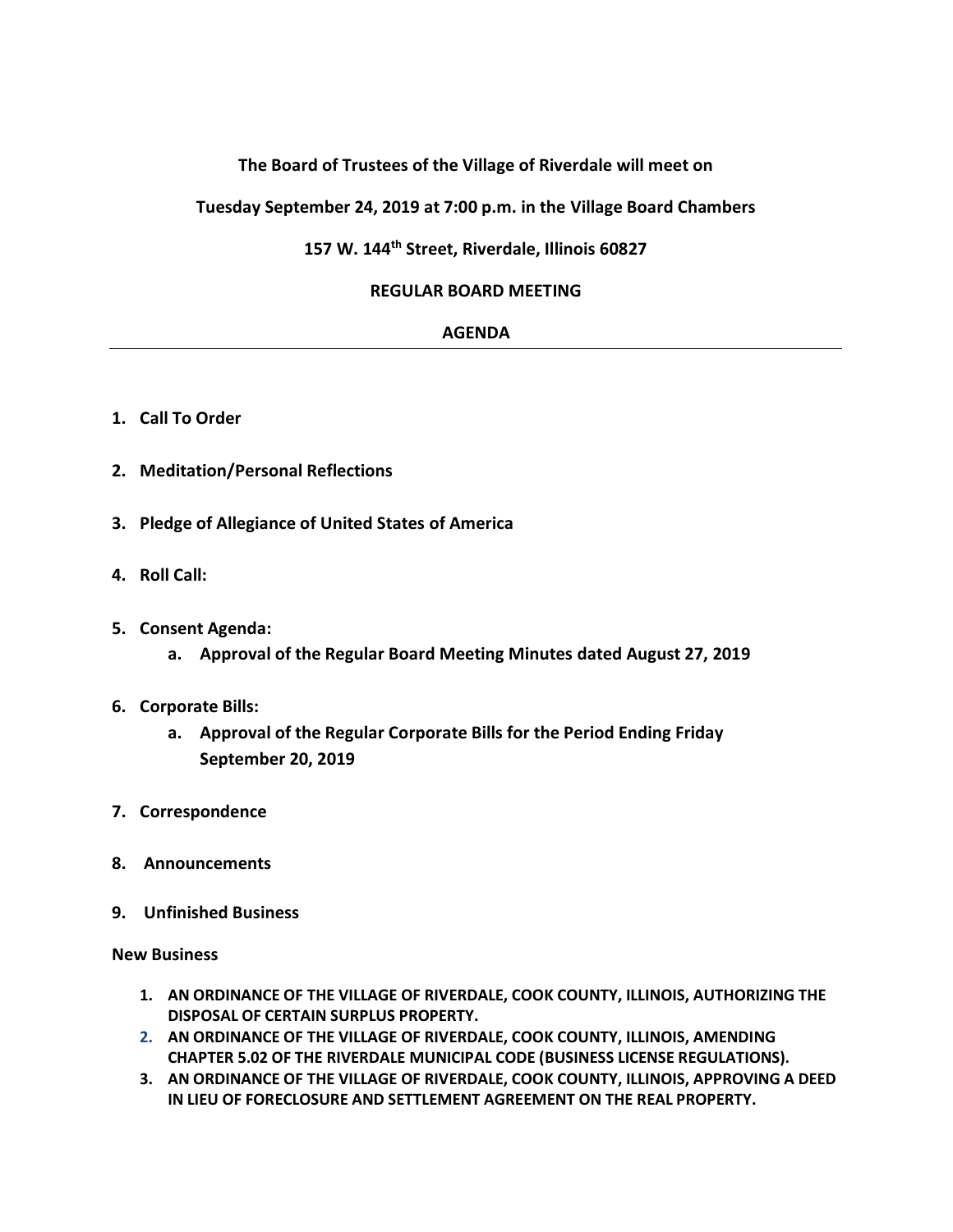**The Board of Trustees of the Village of Riverdale will meet on**

**Tuesday September 24, 2019 at 7:00 p.m. in the Village Board Chambers**

**157 W. 144th Street, Riverdale, Illinois 60827**

**REGULAR BOARD MEETING**

**AGENDA**

---

1. **Call To Order**

2. **Meditation/Personal Reflections**

3. **Pledge of Allegiance of United States of America**

4. **Roll Call:**

5. **Consent Agenda:**
    a. **Approval of the Regular Board Meeting Minutes dated August 27, 2019**

6. **Corporate Bills:**
    a. **Approval of the Regular Corporate Bills for the Period Ending Friday September 20, 2019**

7. **Correspondence**

8. **Announcements**

9. **Unfinished Business**

**New Business**

1. **AN ORDINANCE OF THE VILLAGE OF RIVERDALE, COOK COUNTY, ILLINOIS, AUTHORIZING THE DISPOSAL OF CERTAIN SURPLUS PROPERTY.**
2. **AN ORDINANCE OF THE VILLAGE OF RIVERDALE, COOK COUNTY, ILLINOIS, AMENDING CHAPTER 5.02 OF THE RIVERDALE MUNICIPAL CODE (BUSINESS LICENSE REGULATIONS).**
3. **AN ORDINANCE OF THE VILLAGE OF RIVERDALE, COOK COUNTY, ILLINOIS, APPROVING A DEED IN LIEU OF FORECLOSURE AND SETTLEMENT AGREEMENT ON THE REAL PROPERTY.**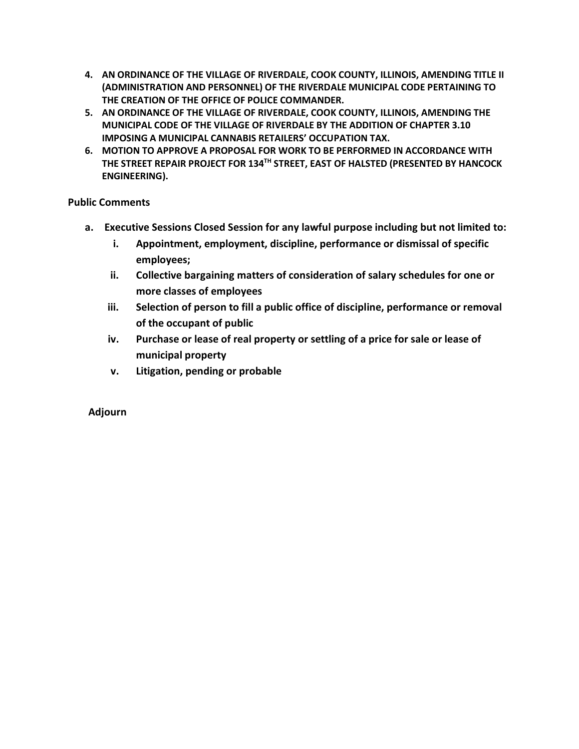4. **AN ORDINANCE OF THE VILLAGE OF RIVERDALE, COOK COUNTY, ILLINOIS, AMENDING TITLE II (ADMINISTRATION AND PERSONNEL) OF THE RIVERDALE MUNICIPAL CODE PERTAINING TO THE CREATION OF THE OFFICE OF POLICE COMMANDER.**
5. **AN ORDINANCE OF THE VILLAGE OF RIVERDALE, COOK COUNTY, ILLINOIS, AMENDING THE MUNICIPAL CODE OF THE VILLAGE OF RIVERDALE BY THE ADDITION OF CHAPTER 3.10 IMPOSING A MUNICIPAL CANNABIS RETAILERS' OCCUPATION TAX.**
6. **MOTION TO APPROVE A PROPOSAL FOR WORK TO BE PERFORMED IN ACCORDANCE WITH THE STREET REPAIR PROJECT FOR 134TH STREET, EAST OF HALSTED (PRESENTED BY HANCOCK ENGINEERING).**

**Public Comments**

a. **Executive Sessions Closed Session for any lawful purpose including but not limited to:**
   i. **Appointment, employment, discipline, performance or dismissal of specific employees;**
   ii. **Collective bargaining matters of consideration of salary schedules for one or more classes of employees**
   iii. **Selection of person to fill a public office of discipline, performance or removal of the occupant of public**
   iv. **Purchase or lease of real property or settling of a price for sale or lease of municipal property**
   v. **Litigation, pending or probable**

**Adjourn**